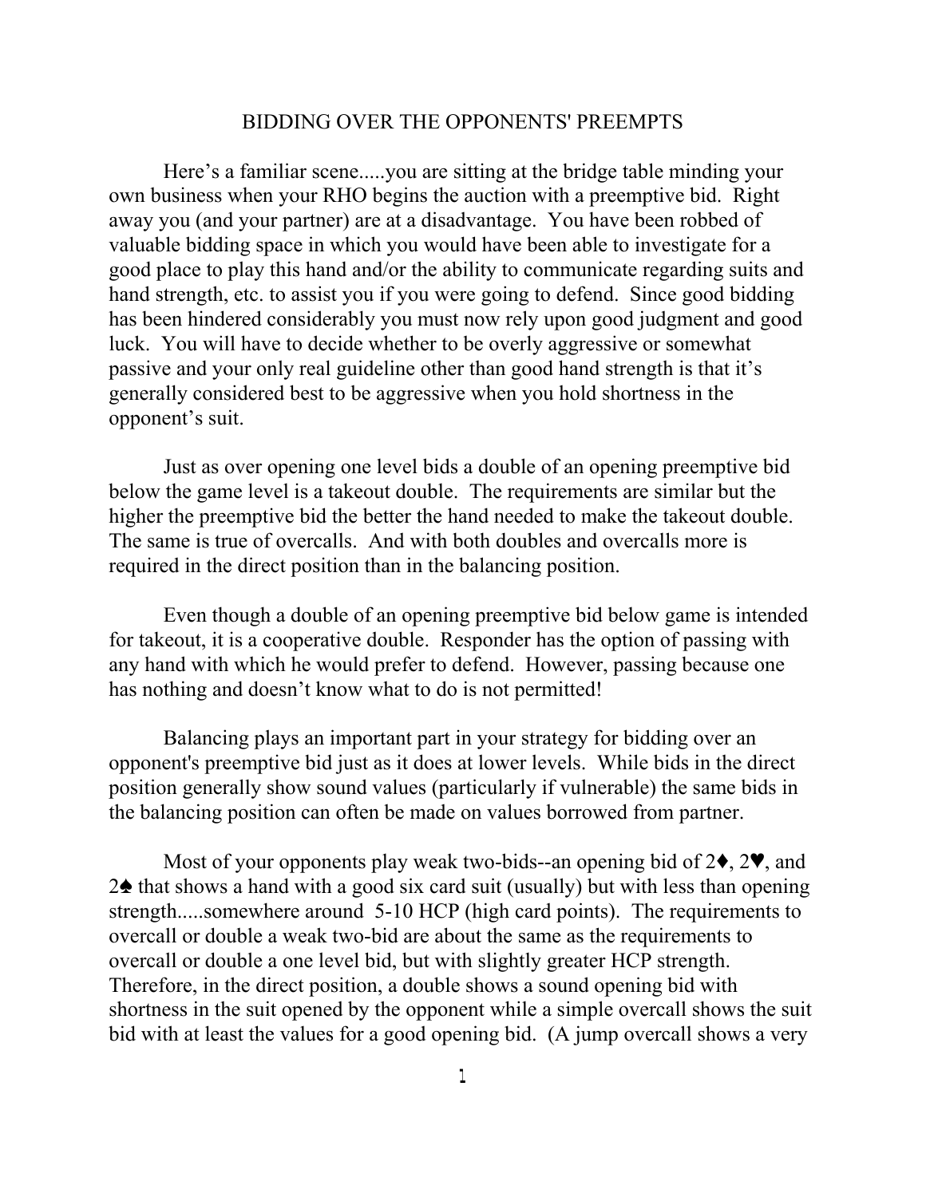# BIDDING OVER THE OPPONENTS' PREEMPTS

Here's a familiar scene.....you are sitting at the bridge table minding your own business when your RHO begins the auction with a preemptive bid. Right away you (and your partner) are at a disadvantage. You have been robbed of valuable bidding space in which you would have been able to investigate for a good place to play this hand and/or the ability to communicate regarding suits and hand strength, etc. to assist you if you were going to defend. Since good bidding has been hindered considerably you must now rely upon good judgment and good luck. You will have to decide whether to be overly aggressive or somewhat passive and your only real guideline other than good hand strength is that it's generally considered best to be aggressive when you hold shortness in the opponent's suit.

Just as over opening one level bids a double of an opening preemptive bid below the game level is a takeout double. The requirements are similar but the higher the preemptive bid the better the hand needed to make the takeout double. The same is true of overcalls. And with both doubles and overcalls more is required in the direct position than in the balancing position.

Even though a double of an opening preemptive bid below game is intended for takeout, it is a cooperative double. Responder has the option of passing with any hand with which he would prefer to defend. However, passing because one has nothing and doesn't know what to do is not permitted!

Balancing plays an important part in your strategy for bidding over an opponent's preemptive bid just as it does at lower levels. While bids in the direct position generally show sound values (particularly if vulnerable) the same bids in the balancing position can often be made on values borrowed from partner.

Most of your opponents play weak two-bids--an opening bid of 2♦, 2♥, and 2♠ that shows a hand with a good six card suit (usually) but with less than opening strength.....somewhere around 5-10 HCP (high card points). The requirements to overcall or double a weak two-bid are about the same as the requirements to overcall or double a one level bid, but with slightly greater HCP strength. Therefore, in the direct position, a double shows a sound opening bid with shortness in the suit opened by the opponent while a simple overcall shows the suit bid with at least the values for a good opening bid. (A jump overcall shows a very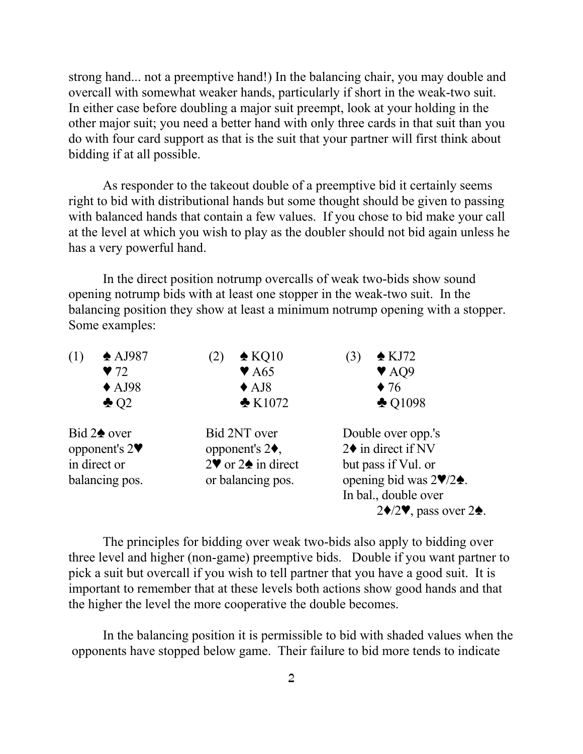strong hand... not a preemptive hand!) In the balancing chair, you may double and overcall with somewhat weaker hands, particularly if short in the weak-two suit. In either case before doubling a major suit preempt, look at your holding in the other major suit; you need a better hand with only three cards in that suit than you do with four card support as that is the suit that your partner will first think about bidding if at all possible.

As responder to the takeout double of a preemptive bid it certainly seems right to bid with distributional hands but some thought should be given to passing with balanced hands that contain a few values. If you chose to bid make your call at the level at which you wish to play as the doubler should not bid again unless he has a very powerful hand.

In the direct position notrump overcalls of weak two-bids show sound opening notrump bids with at least one stopper in the weak-two suit. In the balancing position they show at least a minimum notrump opening with a stopper. Some examples:

| (1) | (2) | (3) |
|---|---|---|
| ♠ AJ987<br>♥ 72<br>♦ AJ98<br>♣ Q2 | ♠ KQ10<br>♥ A65<br>♦ AJ8<br>♣ K1072 | ♠ KJ72<br>♥ AQ9<br>♦ 76<br>♣ Q1098 |
| Bid 2♠ over opponent's 2♥ in direct or balancing pos. | Bid 2NT over opponent's 2♦, 2♥ or 2♠ in direct or balancing pos. | Double over opp.'s 2♦ in direct if NV but pass if Vul. or opening bid was 2♥/2♠. In bal., double over 2♦/2♥, pass over 2♠. |

The principles for bidding over weak two-bids also apply to bidding over three level and higher (non-game) preemptive bids. Double if you want partner to pick a suit but overcall if you wish to tell partner that you have a good suit. It is important to remember that at these levels both actions show good hands and that the higher the level the more cooperative the double becomes.

In the balancing position it is permissible to bid with shaded values when the opponents have stopped below game. Their failure to bid more tends to indicate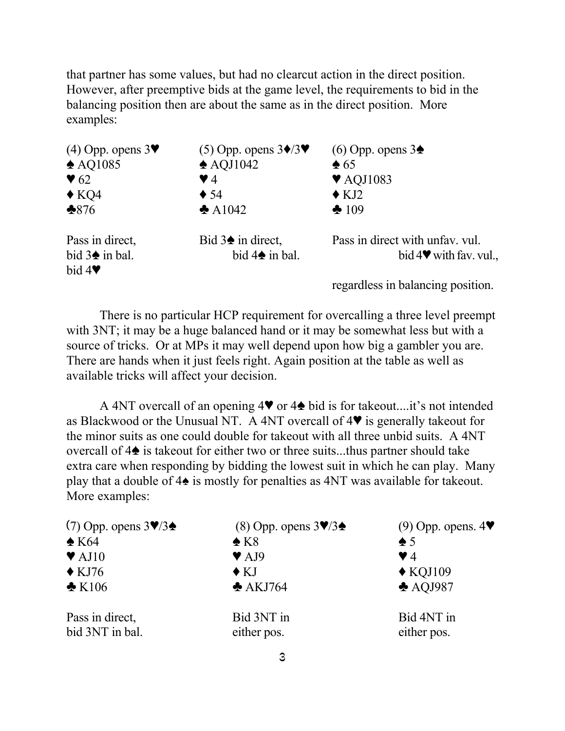that partner has some values, but had no clearcut action in the direct position. However, after preemptive bids at the game level, the requirements to bid in the balancing position then are about the same as in the direct position. More examples:

| (4) Opp. opens 3♥ | (5) Opp. opens 3♦/3♥ | (6) Opp. opens 3♠ |
|---|---|---|
| ♠ AQ1085 | ♠ AQJ1042 | ♠ 65 |
| ♥ 62 | ♥ 4 | ♥ AQJ1083 |
| ♦ KQ4 | ♦ 54 | ♦ KJ2 |
| ♣876 | ♣ A1042 | ♣ 109 |
| Pass in direct, bid 3♠ in bal. | Bid 3♠ in direct, bid 4♠ in bal. | Pass in direct with unfav. vul. bid 4♥ with fav. vul., bid 4♥ regardless in balancing position. |

There is no particular HCP requirement for overcalling a three level preempt with 3NT; it may be a huge balanced hand or it may be somewhat less but with a source of tricks. Or at MPs it may well depend upon how big a gambler you are. There are hands when it just feels right. Again position at the table as well as available tricks will affect your decision.

A 4NT overcall of an opening 4♥ or 4♠ bid is for takeout....it's not intended as Blackwood or the Unusual NT. A 4NT overcall of 4♥ is generally takeout for the minor suits as one could double for takeout with all three unbid suits. A 4NT overcall of 4♠ is takeout for either two or three suits...thus partner should take extra care when responding by bidding the lowest suit in which he can play. Many play that a double of 4♠ is mostly for penalties as 4NT was available for takeout. More examples:

| (7) Opp. opens 3♥/3♠ | (8) Opp. opens 3♥/3♠ | (9) Opp. opens. 4♥ |
|---|---|---|
| ♠ K64 | ♠ K8 | ♠ 5 |
| ♥ AJ10 | ♥ AJ9 | ♥ 4 |
| ♦ KJ76 | ♦ KJ | ♦ KQJ109 |
| ♣ K106 | ♣ AKJ764 | ♣ AQJ987 |
| Pass in direct, bid 3NT in bal. | Bid 3NT in either pos. | Bid 4NT in either pos. |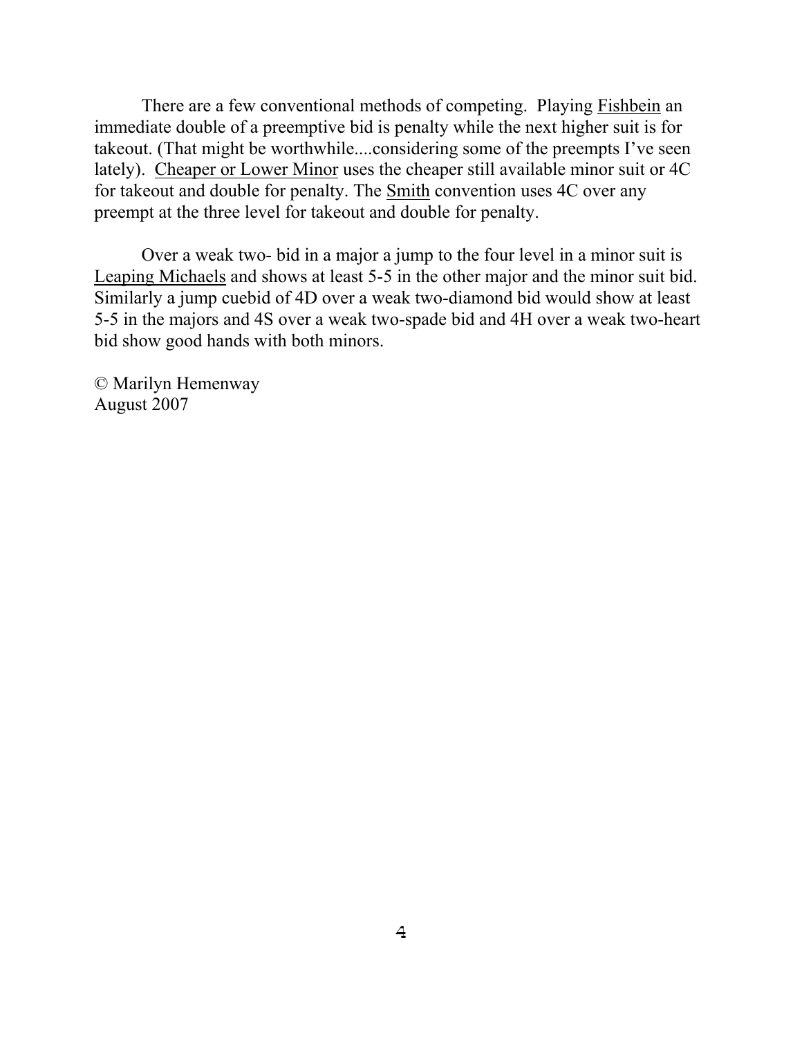There are a few conventional methods of competing. Playing <u>Fishbein</u> an immediate double of a preemptive bid is penalty while the next higher suit is for takeout. (That might be worthwhile....considering some of the preempts I've seen lately). <u>Cheaper or Lower Minor</u> uses the cheaper still available minor suit or 4C for takeout and double for penalty. The <u>Smith</u> convention uses 4C over any preempt at the three level for takeout and double for penalty.

Over a weak two- bid in a major a jump to the four level in a minor suit is <u>Leaping Michaels</u> and shows at least 5-5 in the other major and the minor suit bid. Similarly a jump cuebid of 4D over a weak two-diamond bid would show at least 5-5 in the majors and 4S over a weak two-spade bid and 4H over a weak two-heart bid show good hands with both minors.

© Marilyn Hemenway
August 2007